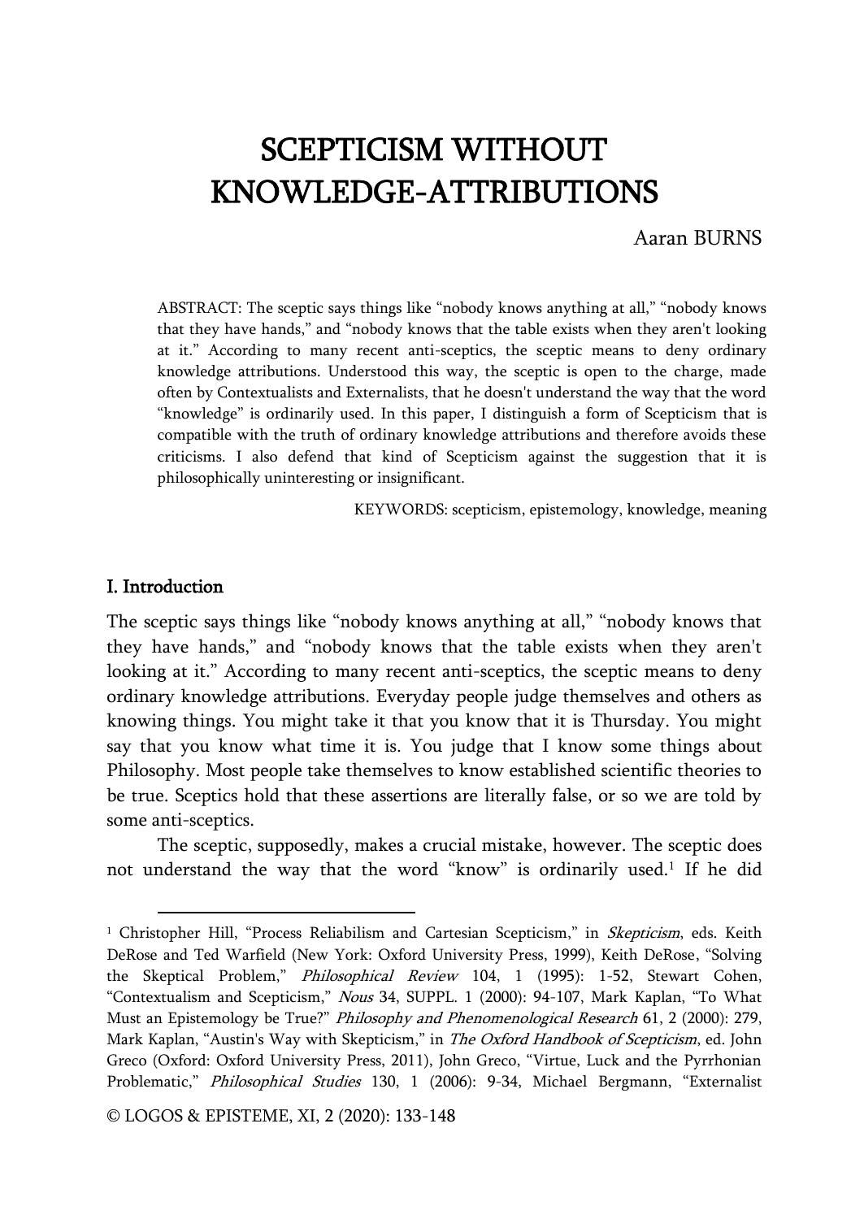# SCEPTICISM WITHOUT KNOWLEDGE-ATTRIBUTIONS

Aaran BURNS

ABSTRACT: The sceptic says things like "nobody knows anything at all," "nobody knows that they have hands," and "nobody knows that the table exists when they aren't looking at it." According to many recent anti-sceptics, the sceptic means to deny ordinary knowledge attributions. Understood this way, the sceptic is open to the charge, made often by Contextualists and Externalists, that he doesn't understand the way that the word "knowledge" is ordinarily used. In this paper, I distinguish a form of Scepticism that is compatible with the truth of ordinary knowledge attributions and therefore avoids these criticisms. I also defend that kind of Scepticism against the suggestion that it is philosophically uninteresting or insignificant.

KEYWORDS: scepticism, epistemology, knowledge, meaning

## I. Introduction

The sceptic says things like "nobody knows anything at all," "nobody knows that they have hands," and "nobody knows that the table exists when they aren't looking at it." According to many recent anti-sceptics, the sceptic means to deny ordinary knowledge attributions. Everyday people judge themselves and others as knowing things. You might take it that you know that it is Thursday. You might say that you know what time it is. You judge that I know some things about Philosophy. Most people take themselves to know established scientific theories to be true. Sceptics hold that these assertions are literally false, or so we are told by some anti-sceptics.

The sceptic, supposedly, makes a crucial mistake, however. The sceptic does not understand the way that the word "know" is ordinarily used.[1] If he did

[1] Christopher Hill, "Process Reliabilism and Cartesian Scepticism," in *Skepticism*, eds. Keith DeRose and Ted Warfield (New York: Oxford University Press, 1999), Keith DeRose, "Solving the Skeptical Problem," *Philosophical Review* 104, 1 (1995): 1-52, Stewart Cohen, "Contextualism and Scepticism," *Nous* 34, SUPPL. 1 (2000): 94-107, Mark Kaplan, "To What Must an Epistemology be True?" *Philosophy and Phenomenological Research* 61, 2 (2000): 279, Mark Kaplan, "Austin's Way with Skepticism," in *The Oxford Handbook of Scepticism*, ed. John Greco (Oxford: Oxford University Press, 2011), John Greco, "Virtue, Luck and the Pyrrhonian Problematic," *Philosophical Studies* 130, 1 (2006): 9-34, Michael Bergmann, "Externalist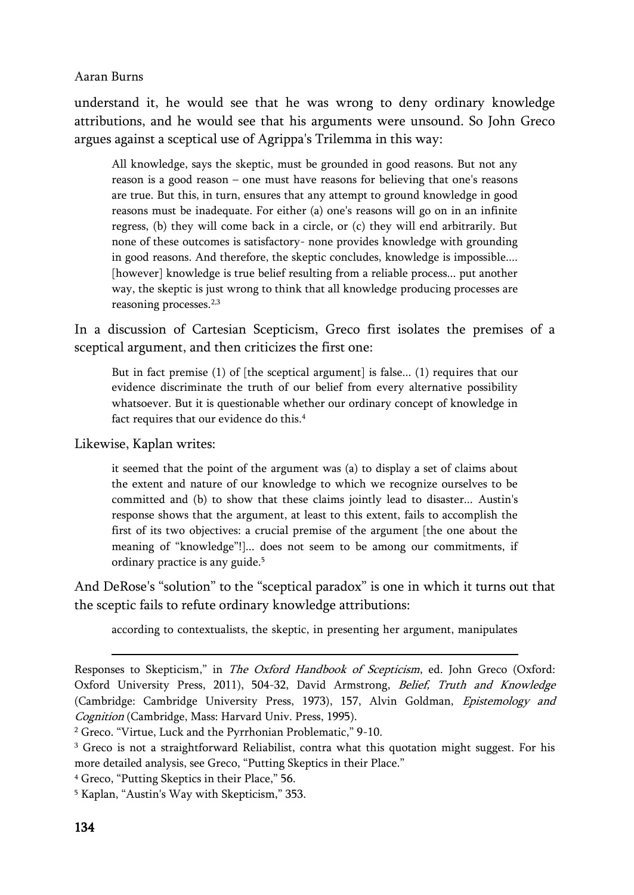understand it, he would see that he was wrong to deny ordinary knowledge attributions, and he would see that his arguments were unsound. So John Greco argues against a sceptical use of Agrippa's Trilemma in this way:

> All knowledge, says the skeptic, must be grounded in good reasons. But not any reason is a good reason – one must have reasons for believing that one's reasons are true. But this, in turn, ensures that any attempt to ground knowledge in good reasons must be inadequate. For either (a) one's reasons will go on in an infinite regress, (b) they will come back in a circle, or (c) they will end arbitrarily. But none of these outcomes is satisfactory- none provides knowledge with grounding in good reasons. And therefore, the skeptic concludes, knowledge is impossible.... [however] knowledge is true belief resulting from a reliable process... put another way, the skeptic is just wrong to think that all knowledge producing processes are reasoning processes.[2,3]

In a discussion of Cartesian Scepticism, Greco first isolates the premises of a sceptical argument, and then criticizes the first one:

> But in fact premise (1) of [the sceptical argument] is false... (1) requires that our evidence discriminate the truth of our belief from every alternative possibility whatsoever. But it is questionable whether our ordinary concept of knowledge in fact requires that our evidence do this.[4]

Likewise, Kaplan writes:

> it seemed that the point of the argument was (a) to display a set of claims about the extent and nature of our knowledge to which we recognize ourselves to be committed and (b) to show that these claims jointly lead to disaster... Austin's response shows that the argument, at least to this extent, fails to accomplish the first of its two objectives: a crucial premise of the argument [the one about the meaning of "knowledge"!]... does not seem to be among our commitments, if ordinary practice is any guide.[5]

And DeRose's "solution" to the "sceptical paradox" is one in which it turns out that the sceptic fails to refute ordinary knowledge attributions:

> according to contextualists, the skeptic, in presenting her argument, manipulates

---

Responses to Skepticism," in *The Oxford Handbook of Scepticism*, ed. John Greco (Oxford: Oxford University Press, 2011), 504-32, David Armstrong, *Belief, Truth and Knowledge* (Cambridge: Cambridge University Press, 1973), 157, Alvin Goldman, *Epistemology and Cognition* (Cambridge, Mass: Harvard Univ. Press, 1995).

[2] Greco. "Virtue, Luck and the Pyrrhonian Problematic," 9-10.

[3] Greco is not a straightforward Reliabilist, contra what this quotation might suggest. For his more detailed analysis, see Greco, "Putting Skeptics in their Place."

[4] Greco, "Putting Skeptics in their Place," 56.

[5] Kaplan, "Austin's Way with Skepticism," 353.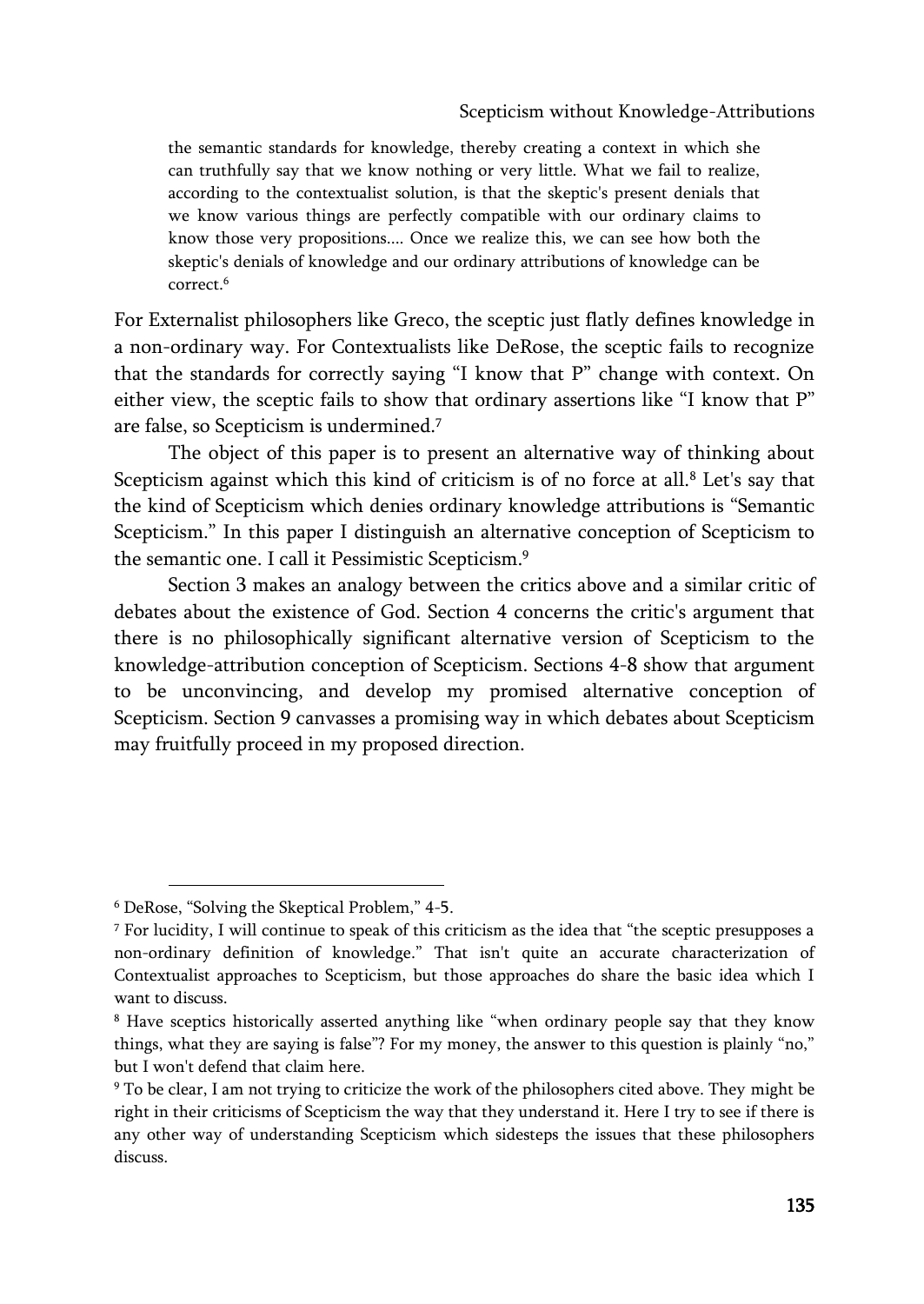> the semantic standards for knowledge, thereby creating a context in which she can truthfully say that we know nothing or very little. What we fail to realize, according to the contextualist solution, is that the skeptic's present denials that we know various things are perfectly compatible with our ordinary claims to know those very propositions.... Once we realize this, we can see how both the skeptic's denials of knowledge and our ordinary attributions of knowledge can be correct.[6]

For Externalist philosophers like Greco, the sceptic just flatly defines knowledge in a non-ordinary way. For Contextualists like DeRose, the sceptic fails to recognize that the standards for correctly saying "I know that P" change with context. On either view, the sceptic fails to show that ordinary assertions like "I know that P" are false, so Scepticism is undermined.[7]

The object of this paper is to present an alternative way of thinking about Scepticism against which this kind of criticism is of no force at all.[8] Let's say that the kind of Scepticism which denies ordinary knowledge attributions is "Semantic Scepticism." In this paper I distinguish an alternative conception of Scepticism to the semantic one. I call it Pessimistic Scepticism.[9]

Section 3 makes an analogy between the critics above and a similar critic of debates about the existence of God. Section 4 concerns the critic's argument that there is no philosophically significant alternative version of Scepticism to the knowledge-attribution conception of Scepticism. Sections 4-8 show that argument to be unconvincing, and develop my promised alternative conception of Scepticism. Section 9 canvasses a promising way in which debates about Scepticism may fruitfully proceed in my proposed direction.

---

[6] DeRose, "Solving the Skeptical Problem," 4-5.

[7] For lucidity, I will continue to speak of this criticism as the idea that "the sceptic presupposes a non-ordinary definition of knowledge." That isn't quite an accurate characterization of Contextualist approaches to Scepticism, but those approaches do share the basic idea which I want to discuss.

[8] Have sceptics historically asserted anything like "when ordinary people say that they know things, what they are saying is false"? For my money, the answer to this question is plainly "no," but I won't defend that claim here.

[9] To be clear, I am not trying to criticize the work of the philosophers cited above. They might be right in their criticisms of Scepticism the way that they understand it. Here I try to see if there is any other way of understanding Scepticism which sidesteps the issues that these philosophers discuss.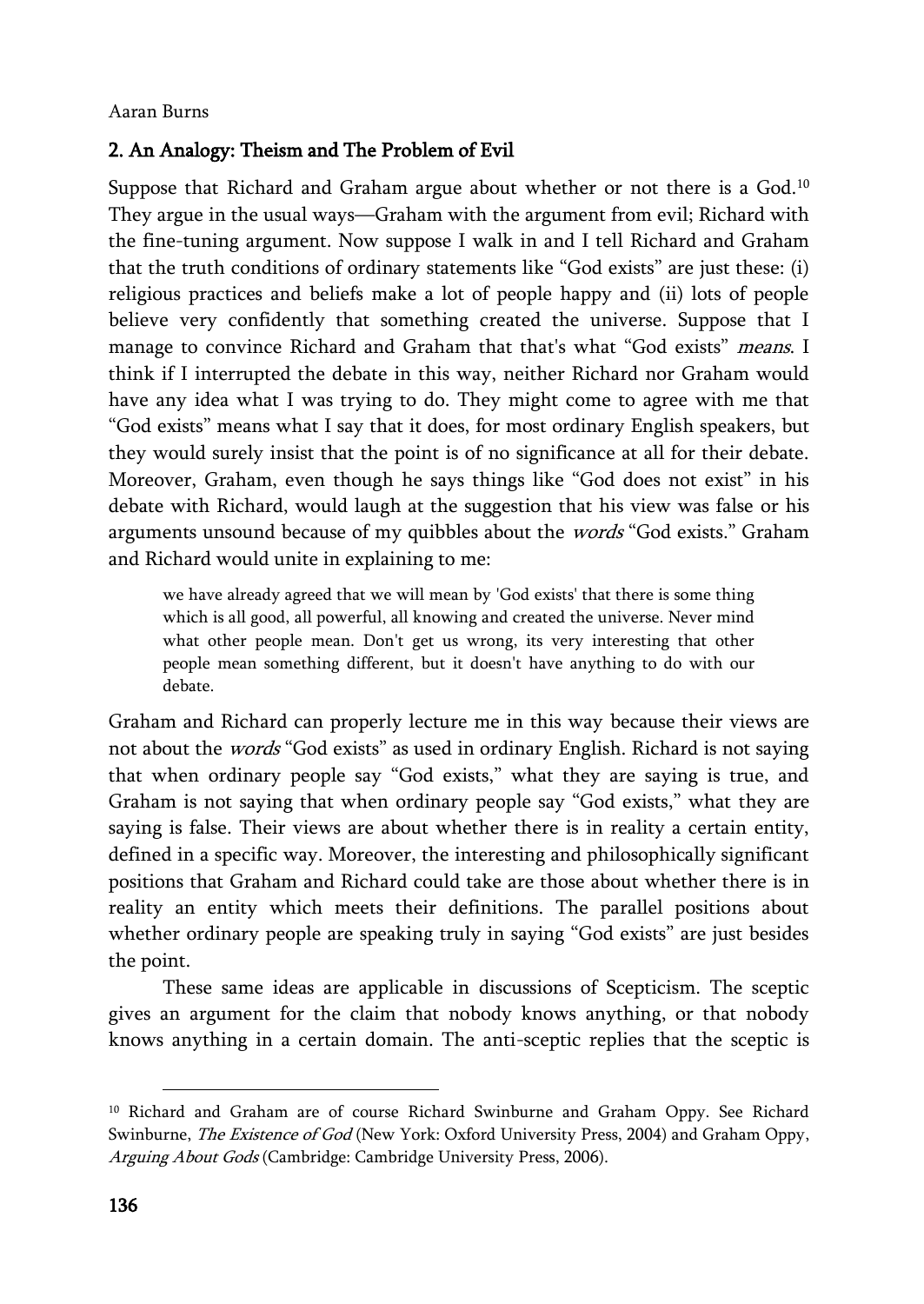## 2. An Analogy: Theism and The Problem of Evil

Suppose that Richard and Graham argue about whether or not there is a God.[10] They argue in the usual ways—Graham with the argument from evil; Richard with the fine-tuning argument. Now suppose I walk in and I tell Richard and Graham that the truth conditions of ordinary statements like "God exists" are just these: (i) religious practices and beliefs make a lot of people happy and (ii) lots of people believe very confidently that something created the universe. Suppose that I manage to convince Richard and Graham that that's what "God exists" *means*. I think if I interrupted the debate in this way, neither Richard nor Graham would have any idea what I was trying to do. They might come to agree with me that "God exists" means what I say that it does, for most ordinary English speakers, but they would surely insist that the point is of no significance at all for their debate. Moreover, Graham, even though he says things like "God does not exist" in his debate with Richard, would laugh at the suggestion that his view was false or his arguments unsound because of my quibbles about the *words* "God exists." Graham and Richard would unite in explaining to me:

> we have already agreed that we will mean by 'God exists' that there is some thing which is all good, all powerful, all knowing and created the universe. Never mind what other people mean. Don't get us wrong, its very interesting that other people mean something different, but it doesn't have anything to do with our debate.

Graham and Richard can properly lecture me in this way because their views are not about the *words* "God exists" as used in ordinary English. Richard is not saying that when ordinary people say "God exists," what they are saying is true, and Graham is not saying that when ordinary people say "God exists," what they are saying is false. Their views are about whether there is in reality a certain entity, defined in a specific way. Moreover, the interesting and philosophically significant positions that Graham and Richard could take are those about whether there is in reality an entity which meets their definitions. The parallel positions about whether ordinary people are speaking truly in saying "God exists" are just besides the point.

These same ideas are applicable in discussions of Scepticism. The sceptic gives an argument for the claim that nobody knows anything, or that nobody knows anything in a certain domain. The anti-sceptic replies that the sceptic is

---

[10] Richard and Graham are of course Richard Swinburne and Graham Oppy. See Richard Swinburne, *The Existence of God* (New York: Oxford University Press, 2004) and Graham Oppy, *Arguing About Gods* (Cambridge: Cambridge University Press, 2006).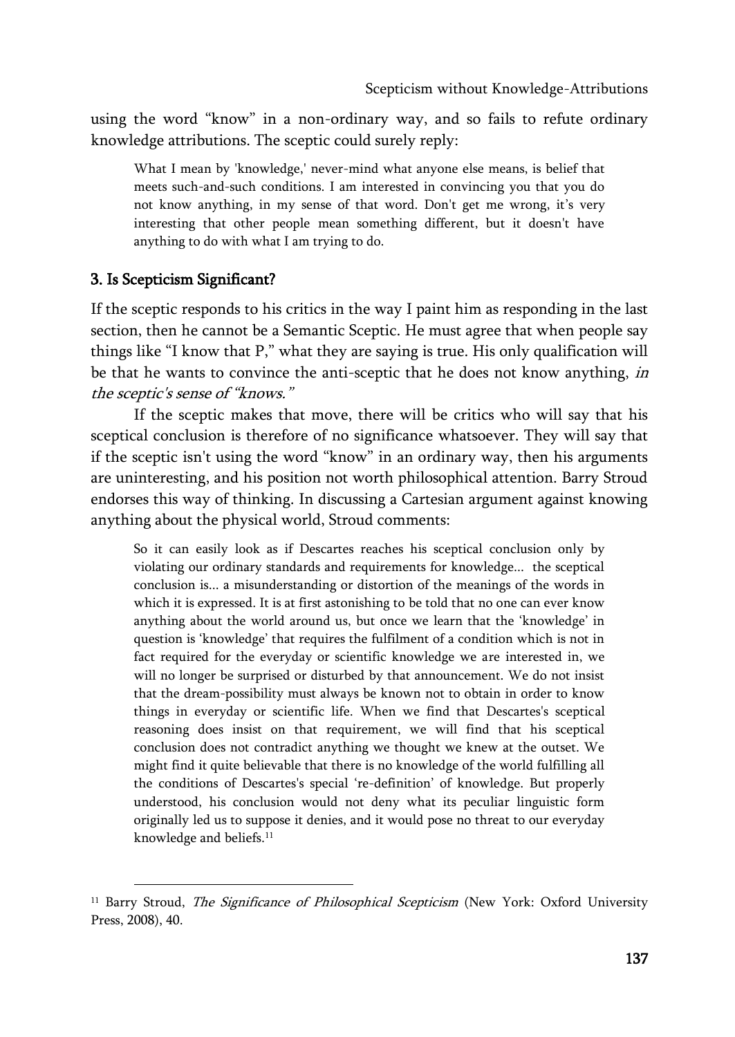using the word "know" in a non-ordinary way, and so fails to refute ordinary knowledge attributions. The sceptic could surely reply:

> What I mean by 'knowledge,' never-mind what anyone else means, is belief that meets such-and-such conditions. I am interested in convincing you that you do not know anything, in my sense of that word. Don't get me wrong, it's very interesting that other people mean something different, but it doesn't have anything to do with what I am trying to do.

## 3. Is Scepticism Significant?

If the sceptic responds to his critics in the way I paint him as responding in the last section, then he cannot be a Semantic Sceptic. He must agree that when people say things like "I know that P," what they are saying is true. His only qualification will be that he wants to convince the anti-sceptic that he does not know anything, *in the sceptic's sense of "knows."*

If the sceptic makes that move, there will be critics who will say that his sceptical conclusion is therefore of no significance whatsoever. They will say that if the sceptic isn't using the word "know" in an ordinary way, then his arguments are uninteresting, and his position not worth philosophical attention. Barry Stroud endorses this way of thinking. In discussing a Cartesian argument against knowing anything about the physical world, Stroud comments:

> So it can easily look as if Descartes reaches his sceptical conclusion only by violating our ordinary standards and requirements for knowledge... the sceptical conclusion is... a misunderstanding or distortion of the meanings of the words in which it is expressed. It is at first astonishing to be told that no one can ever know anything about the world around us, but once we learn that the 'knowledge' in question is 'knowledge' that requires the fulfilment of a condition which is not in fact required for the everyday or scientific knowledge we are interested in, we will no longer be surprised or disturbed by that announcement. We do not insist that the dream-possibility must always be known not to obtain in order to know things in everyday or scientific life. When we find that Descartes's sceptical reasoning does insist on that requirement, we will find that his sceptical conclusion does not contradict anything we thought we knew at the outset. We might find it quite believable that there is no knowledge of the world fulfilling all the conditions of Descartes's special 're-definition' of knowledge. But properly understood, his conclusion would not deny what its peculiar linguistic form originally led us to suppose it denies, and it would pose no threat to our everyday knowledge and beliefs.[11]

---

[11] Barry Stroud, *The Significance of Philosophical Scepticism* (New York: Oxford University Press, 2008), 40.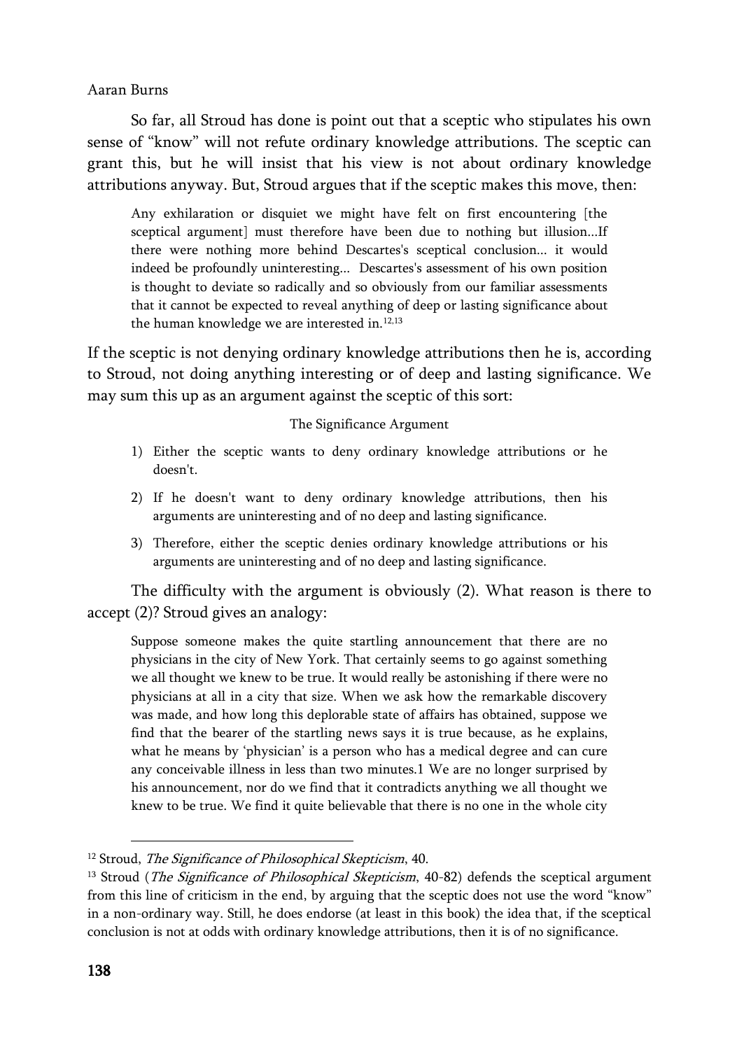So far, all Stroud has done is point out that a sceptic who stipulates his own sense of "know" will not refute ordinary knowledge attributions. The sceptic can grant this, but he will insist that his view is not about ordinary knowledge attributions anyway. But, Stroud argues that if the sceptic makes this move, then:

> Any exhilaration or disquiet we might have felt on first encountering [the sceptical argument] must therefore have been due to nothing but illusion...If there were nothing more behind Descartes's sceptical conclusion... it would indeed be profoundly uninteresting... Descartes's assessment of his own position is thought to deviate so radically and so obviously from our familiar assessments that it cannot be expected to reveal anything of deep or lasting significance about the human knowledge we are interested in.[12,13]

If the sceptic is not denying ordinary knowledge attributions then he is, according to Stroud, not doing anything interesting or of deep and lasting significance. We may sum this up as an argument against the sceptic of this sort:

The Significance Argument

1) Either the sceptic wants to deny ordinary knowledge attributions or he doesn't.
2) If he doesn't want to deny ordinary knowledge attributions, then his arguments are uninteresting and of no deep and lasting significance.
3) Therefore, either the sceptic denies ordinary knowledge attributions or his arguments are uninteresting and of no deep and lasting significance.

The difficulty with the argument is obviously (2). What reason is there to accept (2)? Stroud gives an analogy:

> Suppose someone makes the quite startling announcement that there are no physicians in the city of New York. That certainly seems to go against something we all thought we knew to be true. It would really be astonishing if there were no physicians at all in a city that size. When we ask how the remarkable discovery was made, and how long this deplorable state of affairs has obtained, suppose we find that the bearer of the startling news says it is true because, as he explains, what he means by 'physician' is a person who has a medical degree and can cure any conceivable illness in less than two minutes.1 We are no longer surprised by his announcement, nor do we find that it contradicts anything we all thought we knew to be true. We find it quite believable that there is no one in the whole city

[12] Stroud, *The Significance of Philosophical Skepticism*, 40.

[13] Stroud (*The Significance of Philosophical Skepticism*, 40-82) defends the sceptical argument from this line of criticism in the end, by arguing that the sceptic does not use the word "know" in a non-ordinary way. Still, he does endorse (at least in this book) the idea that, if the sceptical conclusion is not at odds with ordinary knowledge attributions, then it is of no significance.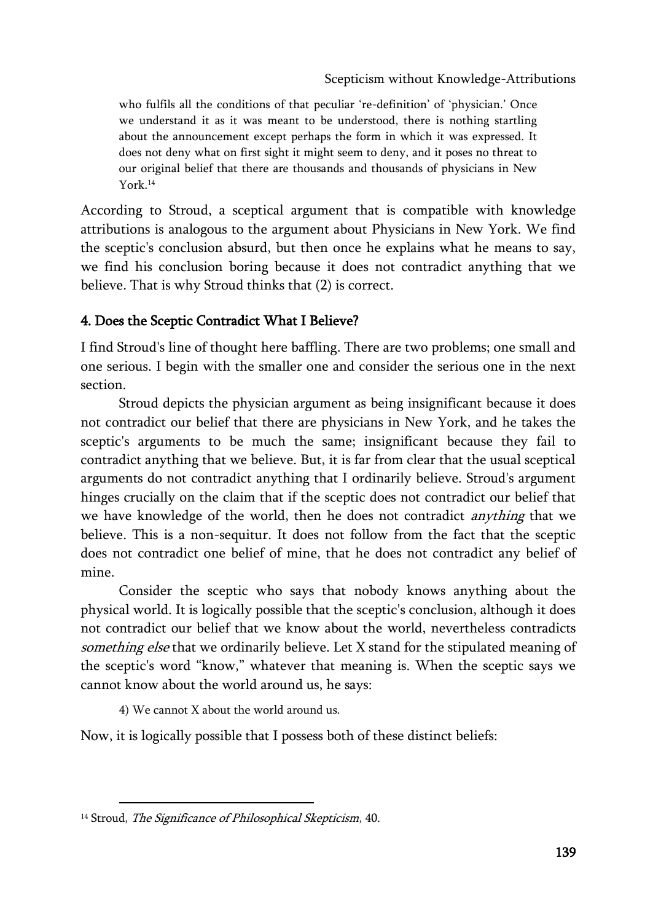> who fulfils all the conditions of that peculiar 're-definition' of 'physician.' Once we understand it as it was meant to be understood, there is nothing startling about the announcement except perhaps the form in which it was expressed. It does not deny what on first sight it might seem to deny, and it poses no threat to our original belief that there are thousands and thousands of physicians in New York.[14]

According to Stroud, a sceptical argument that is compatible with knowledge attributions is analogous to the argument about Physicians in New York. We find the sceptic's conclusion absurd, but then once he explains what he means to say, we find his conclusion boring because it does not contradict anything that we believe. That is why Stroud thinks that (2) is correct.

## 4. Does the Sceptic Contradict What I Believe?

I find Stroud's line of thought here baffling. There are two problems; one small and one serious. I begin with the smaller one and consider the serious one in the next section.

Stroud depicts the physician argument as being insignificant because it does not contradict our belief that there are physicians in New York, and he takes the sceptic's arguments to be much the same; insignificant because they fail to contradict anything that we believe. But, it is far from clear that the usual sceptical arguments do not contradict anything that I ordinarily believe. Stroud's argument hinges crucially on the claim that if the sceptic does not contradict our belief that we have knowledge of the world, then he does not contradict *anything* that we believe. This is a non-sequitur. It does not follow from the fact that the sceptic does not contradict one belief of mine, that he does not contradict any belief of mine.

Consider the sceptic who says that nobody knows anything about the physical world. It is logically possible that the sceptic's conclusion, although it does not contradict our belief that we know about the world, nevertheless contradicts *something else* that we ordinarily believe. Let X stand for the stipulated meaning of the sceptic's word "know," whatever that meaning is. When the sceptic says we cannot know about the world around us, he says:

> 4) We cannot X about the world around us.

Now, it is logically possible that I possess both of these distinct beliefs:

---

[14] Stroud, *The Significance of Philosophical Skepticism*, 40.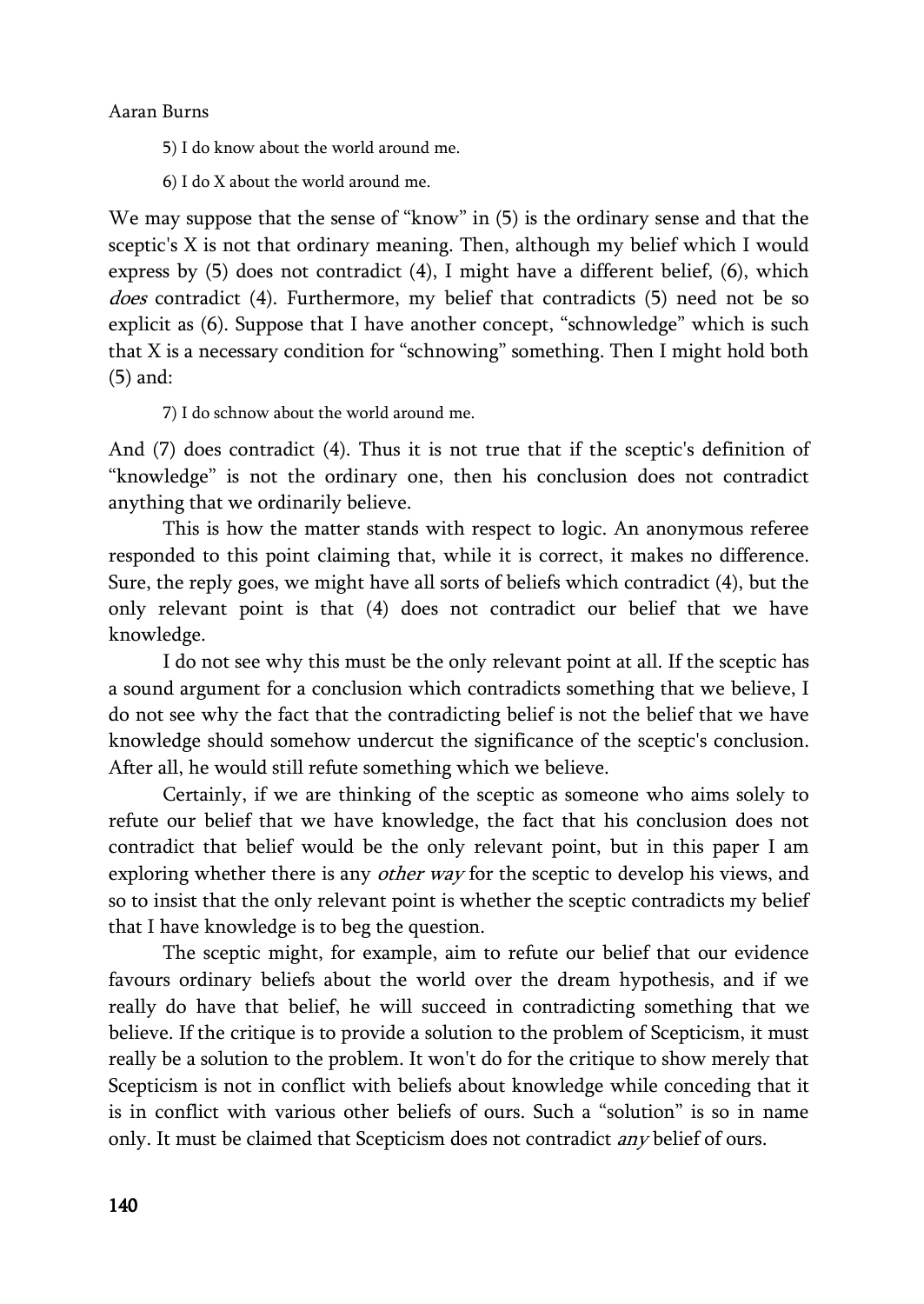5) I do know about the world around me.

6) I do X about the world around me.

We may suppose that the sense of "know" in (5) is the ordinary sense and that the sceptic's X is not that ordinary meaning. Then, although my belief which I would express by (5) does not contradict (4), I might have a different belief, (6), which *does* contradict (4). Furthermore, my belief that contradicts (5) need not be so explicit as (6). Suppose that I have another concept, "schnowledge" which is such that X is a necessary condition for "schnowing" something. Then I might hold both (5) and:

7) I do schnow about the world around me.

And (7) does contradict (4). Thus it is not true that if the sceptic's definition of "knowledge" is not the ordinary one, then his conclusion does not contradict anything that we ordinarily believe.

This is how the matter stands with respect to logic. An anonymous referee responded to this point claiming that, while it is correct, it makes no difference. Sure, the reply goes, we might have all sorts of beliefs which contradict (4), but the only relevant point is that (4) does not contradict our belief that we have knowledge.

I do not see why this must be the only relevant point at all. If the sceptic has a sound argument for a conclusion which contradicts something that we believe, I do not see why the fact that the contradicting belief is not the belief that we have knowledge should somehow undercut the significance of the sceptic's conclusion. After all, he would still refute something which we believe.

Certainly, if we are thinking of the sceptic as someone who aims solely to refute our belief that we have knowledge, the fact that his conclusion does not contradict that belief would be the only relevant point, but in this paper I am exploring whether there is any *other way* for the sceptic to develop his views, and so to insist that the only relevant point is whether the sceptic contradicts my belief that I have knowledge is to beg the question.

The sceptic might, for example, aim to refute our belief that our evidence favours ordinary beliefs about the world over the dream hypothesis, and if we really do have that belief, he will succeed in contradicting something that we believe. If the critique is to provide a solution to the problem of Scepticism, it must really be a solution to the problem. It won't do for the critique to show merely that Scepticism is not in conflict with beliefs about knowledge while conceding that it is in conflict with various other beliefs of ours. Such a "solution" is so in name only. It must be claimed that Scepticism does not contradict *any* belief of ours.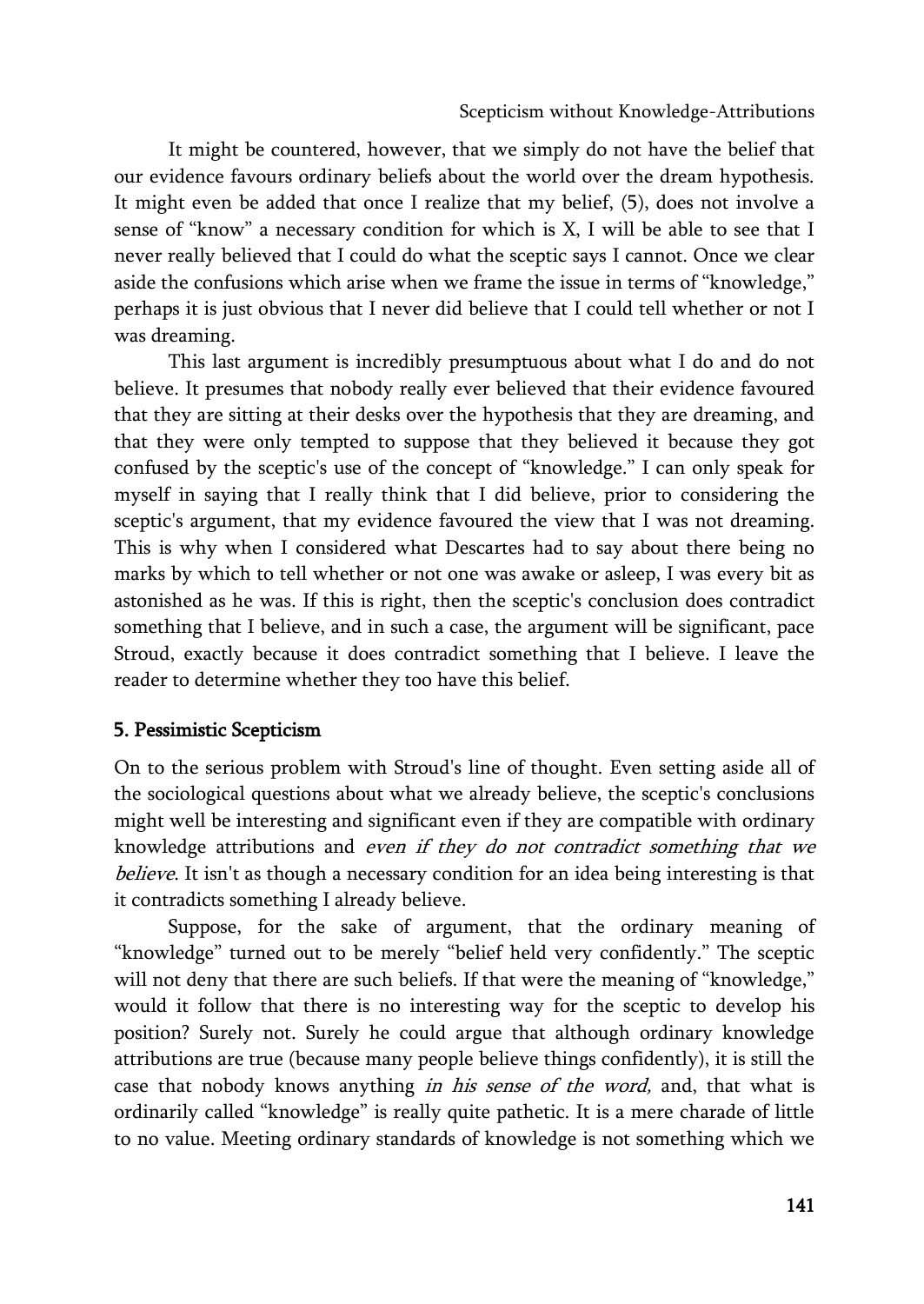It might be countered, however, that we simply do not have the belief that our evidence favours ordinary beliefs about the world over the dream hypothesis. It might even be added that once I realize that my belief, (5), does not involve a sense of "know" a necessary condition for which is X, I will be able to see that I never really believed that I could do what the sceptic says I cannot. Once we clear aside the confusions which arise when we frame the issue in terms of "knowledge," perhaps it is just obvious that I never did believe that I could tell whether or not I was dreaming.

This last argument is incredibly presumptuous about what I do and do not believe. It presumes that nobody really ever believed that their evidence favoured that they are sitting at their desks over the hypothesis that they are dreaming, and that they were only tempted to suppose that they believed it because they got confused by the sceptic's use of the concept of "knowledge." I can only speak for myself in saying that I really think that I did believe, prior to considering the sceptic's argument, that my evidence favoured the view that I was not dreaming. This is why when I considered what Descartes had to say about there being no marks by which to tell whether or not one was awake or asleep, I was every bit as astonished as he was. If this is right, then the sceptic's conclusion does contradict something that I believe, and in such a case, the argument will be significant, pace Stroud, exactly because it does contradict something that I believe. I leave the reader to determine whether they too have this belief.

## 5. Pessimistic Scepticism

On to the serious problem with Stroud's line of thought. Even setting aside all of the sociological questions about what we already believe, the sceptic's conclusions might well be interesting and significant even if they are compatible with ordinary knowledge attributions and *even if they do not contradict something that we believe*. It isn't as though a necessary condition for an idea being interesting is that it contradicts something I already believe.

Suppose, for the sake of argument, that the ordinary meaning of "knowledge" turned out to be merely "belief held very confidently." The sceptic will not deny that there are such beliefs. If that were the meaning of "knowledge," would it follow that there is no interesting way for the sceptic to develop his position? Surely not. Surely he could argue that although ordinary knowledge attributions are true (because many people believe things confidently), it is still the case that nobody knows anything *in his sense of the word,* and, that what is ordinarily called "knowledge" is really quite pathetic. It is a mere charade of little to no value. Meeting ordinary standards of knowledge is not something which we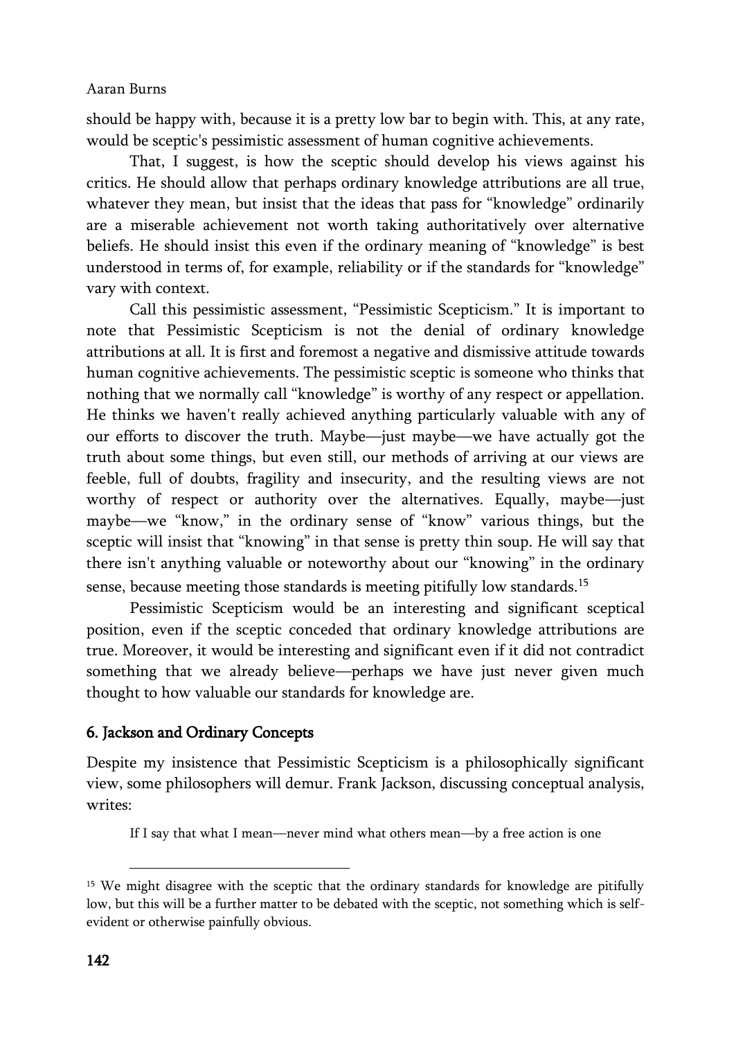should be happy with, because it is a pretty low bar to begin with. This, at any rate, would be sceptic's pessimistic assessment of human cognitive achievements.

That, I suggest, is how the sceptic should develop his views against his critics. He should allow that perhaps ordinary knowledge attributions are all true, whatever they mean, but insist that the ideas that pass for "knowledge" ordinarily are a miserable achievement not worth taking authoritatively over alternative beliefs. He should insist this even if the ordinary meaning of "knowledge" is best understood in terms of, for example, reliability or if the standards for "knowledge" vary with context.

Call this pessimistic assessment, "Pessimistic Scepticism." It is important to note that Pessimistic Scepticism is not the denial of ordinary knowledge attributions at all. It is first and foremost a negative and dismissive attitude towards human cognitive achievements. The pessimistic sceptic is someone who thinks that nothing that we normally call "knowledge" is worthy of any respect or appellation. He thinks we haven't really achieved anything particularly valuable with any of our efforts to discover the truth. Maybe—just maybe—we have actually got the truth about some things, but even still, our methods of arriving at our views are feeble, full of doubts, fragility and insecurity, and the resulting views are not worthy of respect or authority over the alternatives. Equally, maybe—just maybe—we "know," in the ordinary sense of "know" various things, but the sceptic will insist that "knowing" in that sense is pretty thin soup. He will say that there isn't anything valuable or noteworthy about our "knowing" in the ordinary sense, because meeting those standards is meeting pitifully low standards.[15]

Pessimistic Scepticism would be an interesting and significant sceptical position, even if the sceptic conceded that ordinary knowledge attributions are true. Moreover, it would be interesting and significant even if it did not contradict something that we already believe—perhaps we have just never given much thought to how valuable our standards for knowledge are.

## 6. Jackson and Ordinary Concepts

Despite my insistence that Pessimistic Scepticism is a philosophically significant view, some philosophers will demur. Frank Jackson, discussing conceptual analysis, writes:

> If I say that what I mean—never mind what others mean—by a free action is one

[15] We might disagree with the sceptic that the ordinary standards for knowledge are pitifully low, but this will be a further matter to be debated with the sceptic, not something which is self-evident or otherwise painfully obvious.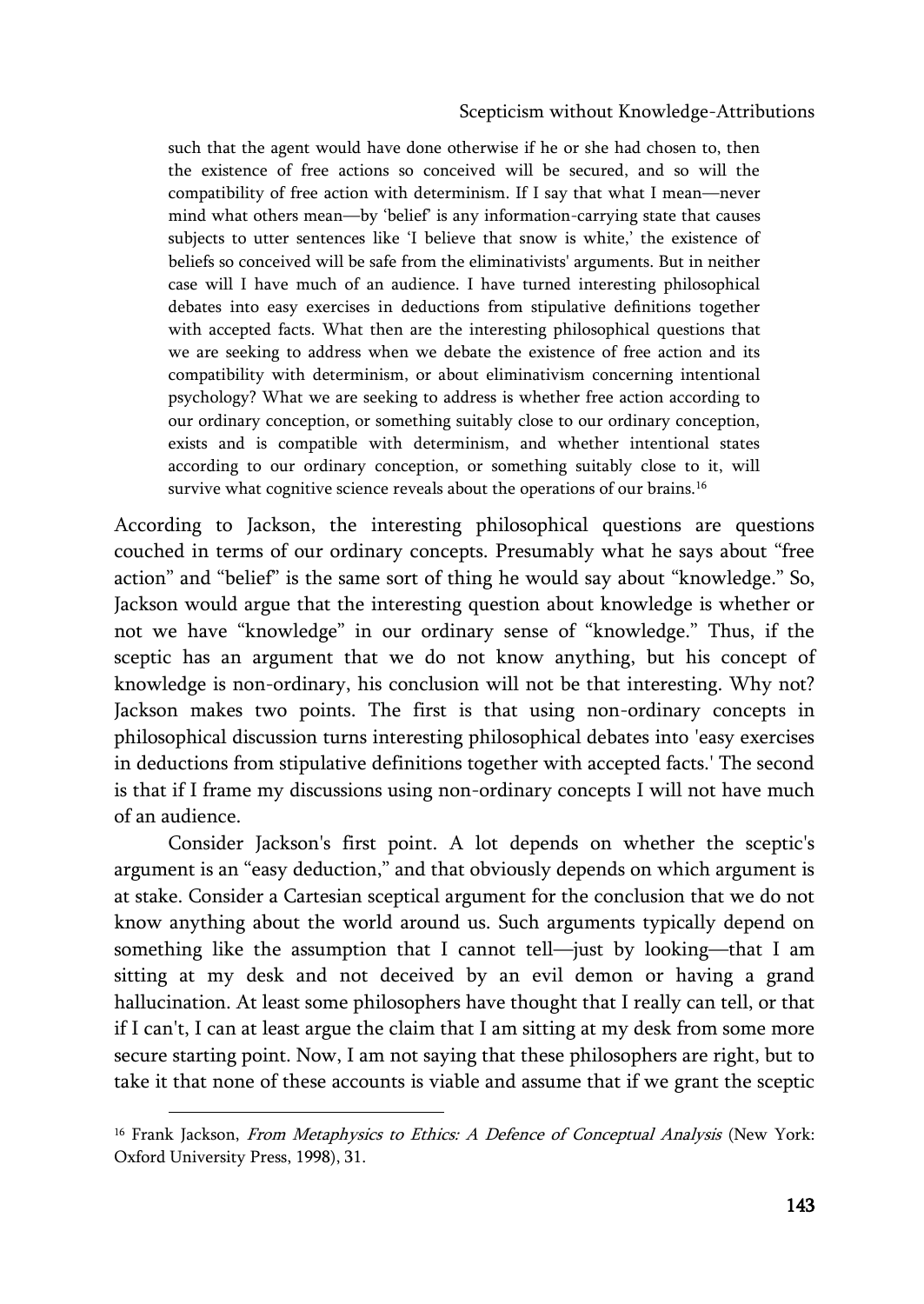> such that the agent would have done otherwise if he or she had chosen to, then the existence of free actions so conceived will be secured, and so will the compatibility of free action with determinism. If I say that what I mean—never mind what others mean—by 'belief' is any information-carrying state that causes subjects to utter sentences like 'I believe that snow is white,' the existence of beliefs so conceived will be safe from the eliminativists' arguments. But in neither case will I have much of an audience. I have turned interesting philosophical debates into easy exercises in deductions from stipulative definitions together with accepted facts. What then are the interesting philosophical questions that we are seeking to address when we debate the existence of free action and its compatibility with determinism, or about eliminativism concerning intentional psychology? What we are seeking to address is whether free action according to our ordinary conception, or something suitably close to our ordinary conception, exists and is compatible with determinism, and whether intentional states according to our ordinary conception, or something suitably close to it, will survive what cognitive science reveals about the operations of our brains.[16]

According to Jackson, the interesting philosophical questions are questions couched in terms of our ordinary concepts. Presumably what he says about "free action" and "belief" is the same sort of thing he would say about "knowledge." So, Jackson would argue that the interesting question about knowledge is whether or not we have "knowledge" in our ordinary sense of "knowledge." Thus, if the sceptic has an argument that we do not know anything, but his concept of knowledge is non-ordinary, his conclusion will not be that interesting. Why not? Jackson makes two points. The first is that using non-ordinary concepts in philosophical discussion turns interesting philosophical debates into 'easy exercises in deductions from stipulative definitions together with accepted facts.' The second is that if I frame my discussions using non-ordinary concepts I will not have much of an audience.

Consider Jackson's first point. A lot depends on whether the sceptic's argument is an "easy deduction," and that obviously depends on which argument is at stake. Consider a Cartesian sceptical argument for the conclusion that we do not know anything about the world around us. Such arguments typically depend on something like the assumption that I cannot tell—just by looking—that I am sitting at my desk and not deceived by an evil demon or having a grand hallucination. At least some philosophers have thought that I really can tell, or that if I can't, I can at least argue the claim that I am sitting at my desk from some more secure starting point. Now, I am not saying that these philosophers are right, but to take it that none of these accounts is viable and assume that if we grant the sceptic

[16] Frank Jackson, *From Metaphysics to Ethics: A Defence of Conceptual Analysis* (New York: Oxford University Press, 1998), 31.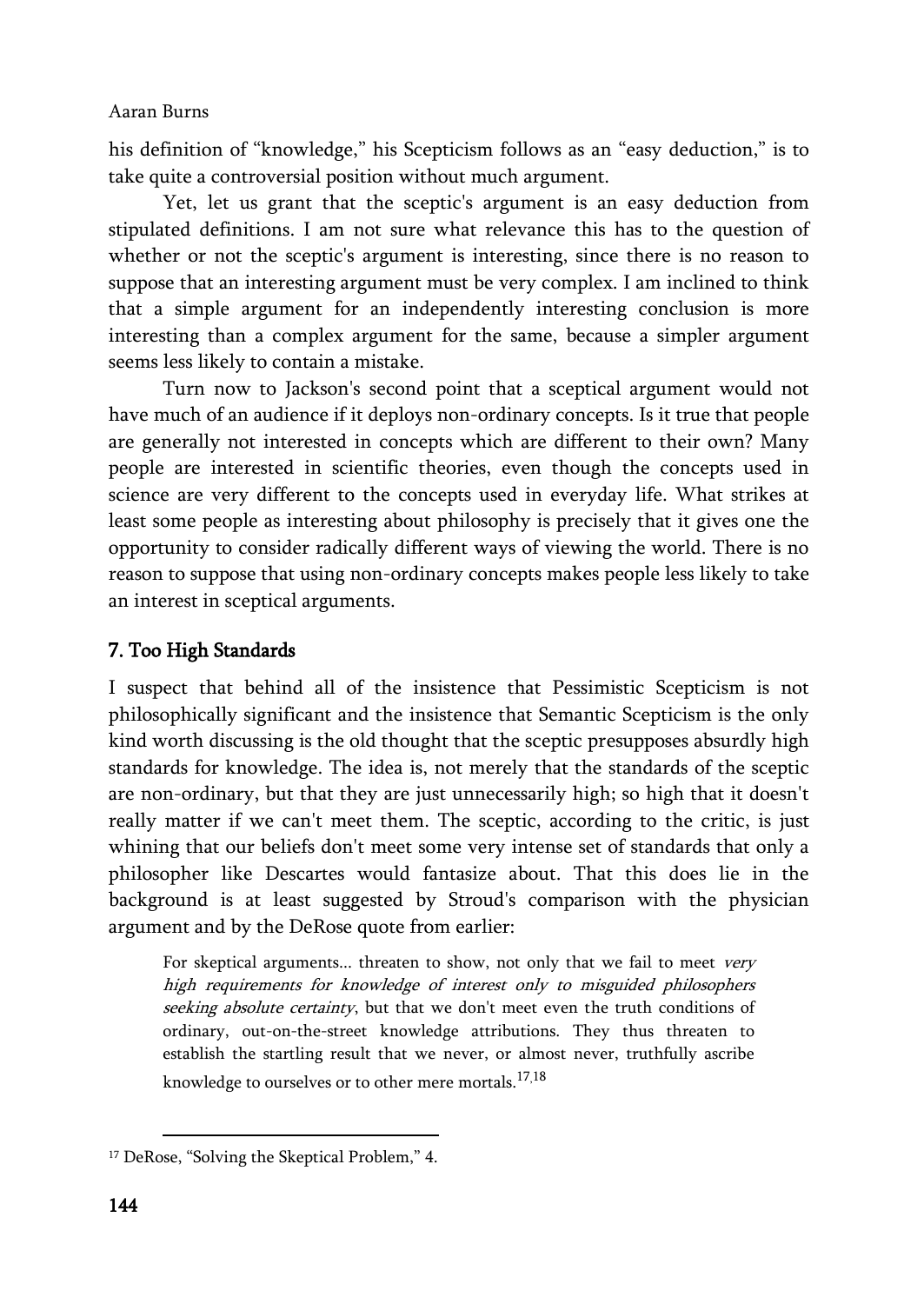his definition of "knowledge," his Scepticism follows as an "easy deduction," is to take quite a controversial position without much argument.

Yet, let us grant that the sceptic's argument is an easy deduction from stipulated definitions. I am not sure what relevance this has to the question of whether or not the sceptic's argument is interesting, since there is no reason to suppose that an interesting argument must be very complex. I am inclined to think that a simple argument for an independently interesting conclusion is more interesting than a complex argument for the same, because a simpler argument seems less likely to contain a mistake.

Turn now to Jackson's second point that a sceptical argument would not have much of an audience if it deploys non-ordinary concepts. Is it true that people are generally not interested in concepts which are different to their own? Many people are interested in scientific theories, even though the concepts used in science are very different to the concepts used in everyday life. What strikes at least some people as interesting about philosophy is precisely that it gives one the opportunity to consider radically different ways of viewing the world. There is no reason to suppose that using non-ordinary concepts makes people less likely to take an interest in sceptical arguments.

## 7. Too High Standards

I suspect that behind all of the insistence that Pessimistic Scepticism is not philosophically significant and the insistence that Semantic Scepticism is the only kind worth discussing is the old thought that the sceptic presupposes absurdly high standards for knowledge. The idea is, not merely that the standards of the sceptic are non-ordinary, but that they are just unnecessarily high; so high that it doesn't really matter if we can't meet them. The sceptic, according to the critic, is just whining that our beliefs don't meet some very intense set of standards that only a philosopher like Descartes would fantasize about. That this does lie in the background is at least suggested by Stroud's comparison with the physician argument and by the DeRose quote from earlier:

> For skeptical arguments... threaten to show, not only that we fail to meet *very high requirements for knowledge of interest only to misguided philosophers seeking absolute certainty*, but that we don't meet even the truth conditions of ordinary, out-on-the-street knowledge attributions. They thus threaten to establish the startling result that we never, or almost never, truthfully ascribe knowledge to ourselves or to other mere mortals.[17,18]

---

[17] DeRose, "Solving the Skeptical Problem," 4.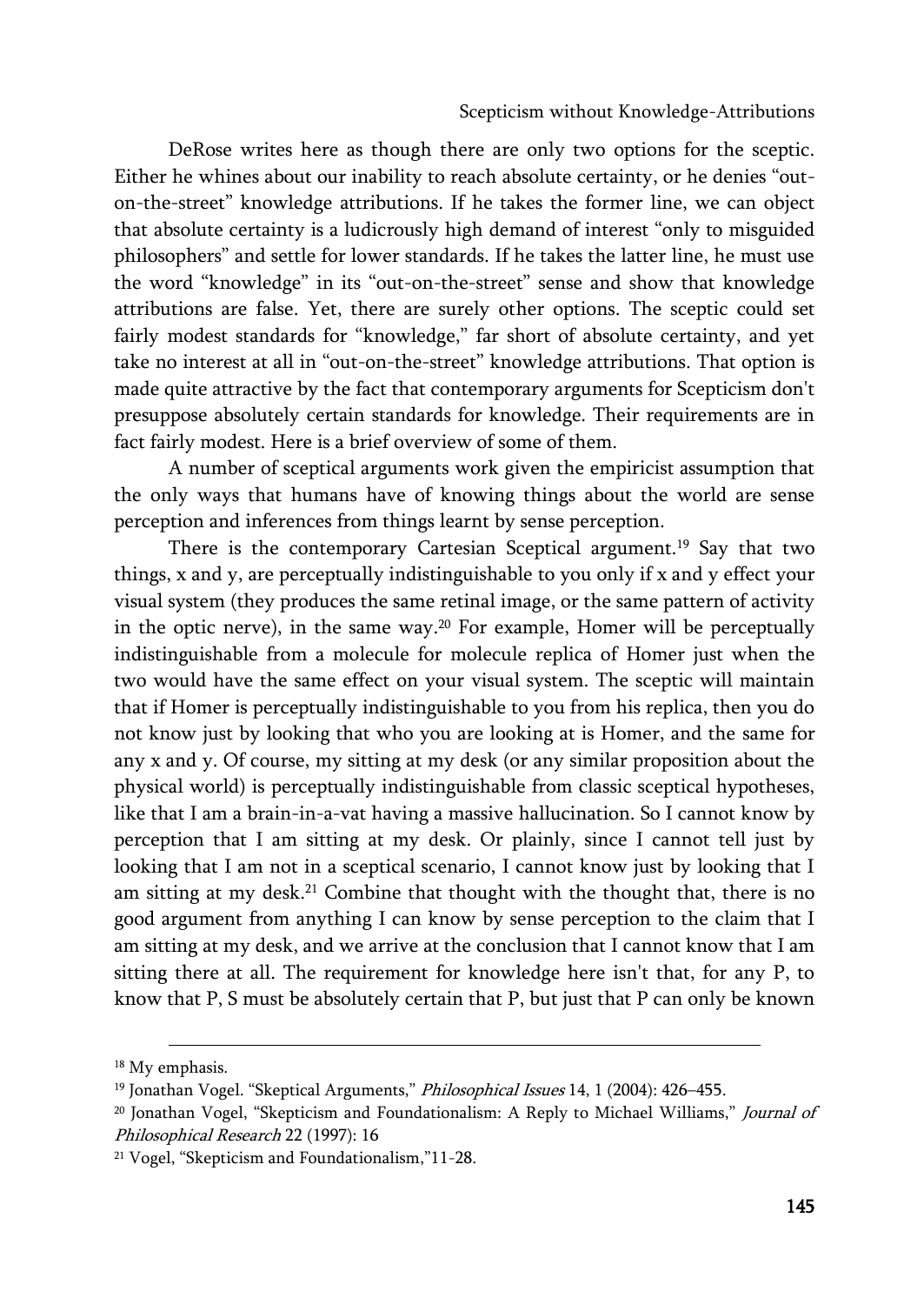DeRose writes here as though there are only two options for the sceptic. Either he whines about our inability to reach absolute certainty, or he denies "out-on-the-street" knowledge attributions. If he takes the former line, we can object that absolute certainty is a ludicrously high demand of interest "only to misguided philosophers" and settle for lower standards. If he takes the latter line, he must use the word "knowledge" in its "out-on-the-street" sense and show that knowledge attributions are false. Yet, there are surely other options. The sceptic could set fairly modest standards for "knowledge," far short of absolute certainty, and yet take no interest at all in "out-on-the-street" knowledge attributions. That option is made quite attractive by the fact that contemporary arguments for Scepticism don't presuppose absolutely certain standards for knowledge. Their requirements are in fact fairly modest. Here is a brief overview of some of them.

A number of sceptical arguments work given the empiricist assumption that the only ways that humans have of knowing things about the world are sense perception and inferences from things learnt by sense perception.

There is the contemporary Cartesian Sceptical argument.[19] Say that two things, x and y, are perceptually indistinguishable to you only if x and y effect your visual system (they produces the same retinal image, or the same pattern of activity in the optic nerve), in the same way.[20] For example, Homer will be perceptually indistinguishable from a molecule for molecule replica of Homer just when the two would have the same effect on your visual system. The sceptic will maintain that if Homer is perceptually indistinguishable to you from his replica, then you do not know just by looking that who you are looking at is Homer, and the same for any x and y. Of course, my sitting at my desk (or any similar proposition about the physical world) is perceptually indistinguishable from classic sceptical hypotheses, like that I am a brain-in-a-vat having a massive hallucination. So I cannot know by perception that I am sitting at my desk. Or plainly, since I cannot tell just by looking that I am not in a sceptical scenario, I cannot know just by looking that I am sitting at my desk.[21] Combine that thought with the thought that, there is no good argument from anything I can know by sense perception to the claim that I am sitting at my desk, and we arrive at the conclusion that I cannot know that I am sitting there at all. The requirement for knowledge here isn't that, for any P, to know that P, S must be absolutely certain that P, but just that P can only be known

---

[18] My emphasis.

[19] Jonathan Vogel. "Skeptical Arguments," *Philosophical Issues* 14, 1 (2004): 426–455.

[20] Jonathan Vogel, "Skepticism and Foundationalism: A Reply to Michael Williams," *Journal of Philosophical Research* 22 (1997): 16

[21] Vogel, "Skepticism and Foundationalism,"11-28.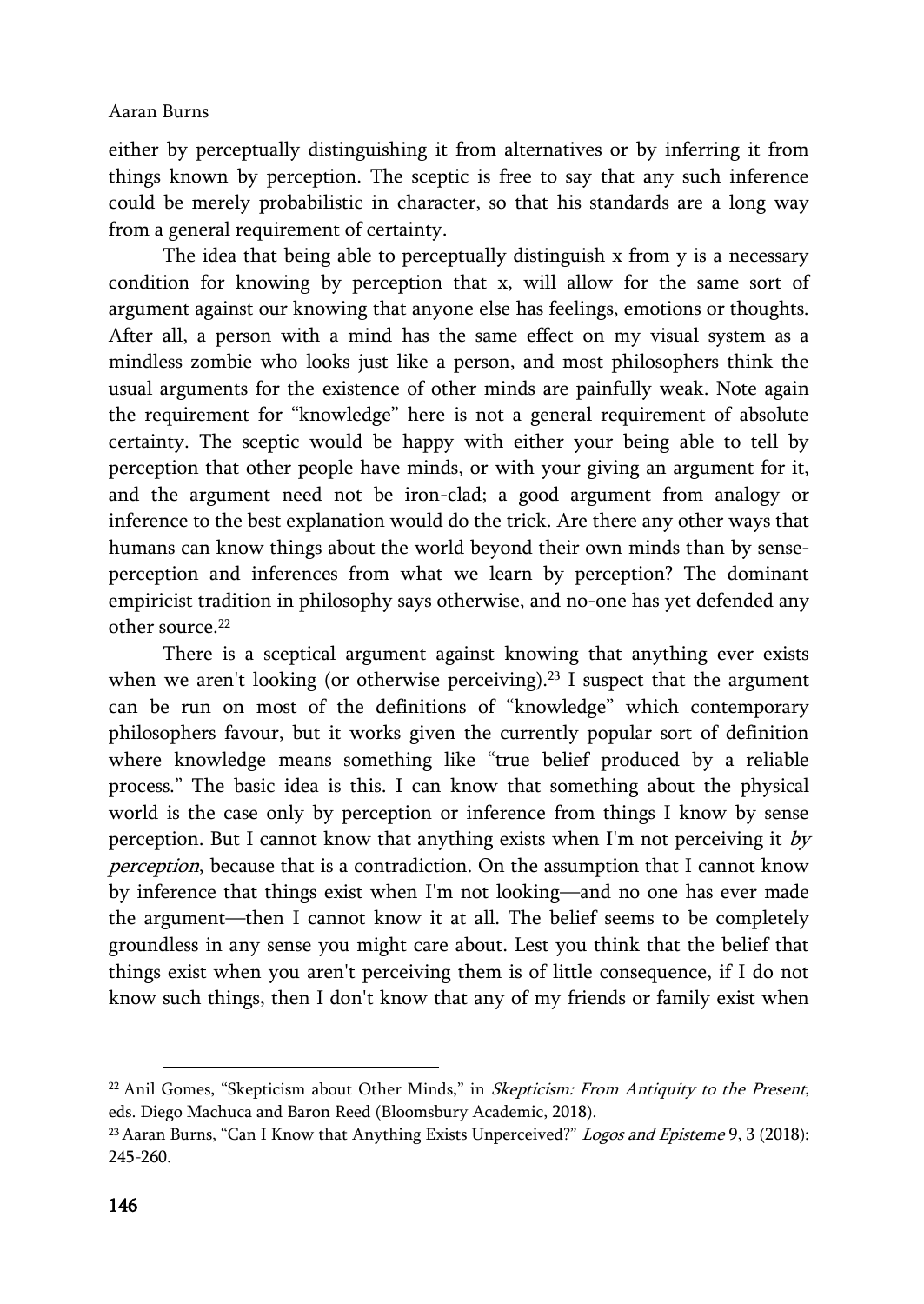either by perceptually distinguishing it from alternatives or by inferring it from things known by perception. The sceptic is free to say that any such inference could be merely probabilistic in character, so that his standards are a long way from a general requirement of certainty.

The idea that being able to perceptually distinguish x from y is a necessary condition for knowing by perception that x, will allow for the same sort of argument against our knowing that anyone else has feelings, emotions or thoughts. After all, a person with a mind has the same effect on my visual system as a mindless zombie who looks just like a person, and most philosophers think the usual arguments for the existence of other minds are painfully weak. Note again the requirement for "knowledge" here is not a general requirement of absolute certainty. The sceptic would be happy with either your being able to tell by perception that other people have minds, or with your giving an argument for it, and the argument need not be iron-clad; a good argument from analogy or inference to the best explanation would do the trick. Are there any other ways that humans can know things about the world beyond their own minds than by sense-perception and inferences from what we learn by perception? The dominant empiricist tradition in philosophy says otherwise, and no-one has yet defended any other source.[22]

There is a sceptical argument against knowing that anything ever exists when we aren't looking (or otherwise perceiving).[23] I suspect that the argument can be run on most of the definitions of "knowledge" which contemporary philosophers favour, but it works given the currently popular sort of definition where knowledge means something like "true belief produced by a reliable process." The basic idea is this. I can know that something about the physical world is the case only by perception or inference from things I know by sense perception. But I cannot know that anything exists when I'm not perceiving it *by perception*, because that is a contradiction. On the assumption that I cannot know by inference that things exist when I'm not looking—and no one has ever made the argument—then I cannot know it at all. The belief seems to be completely groundless in any sense you might care about. Lest you think that the belief that things exist when you aren't perceiving them is of little consequence, if I do not know such things, then I don't know that any of my friends or family exist when

---

[22] Anil Gomes, "Skepticism about Other Minds," in *Skepticism: From Antiquity to the Present*, eds. Diego Machuca and Baron Reed (Bloomsbury Academic, 2018).

[23] Aaran Burns, "Can I Know that Anything Exists Unperceived?" *Logos and Episteme* 9, 3 (2018): 245-260.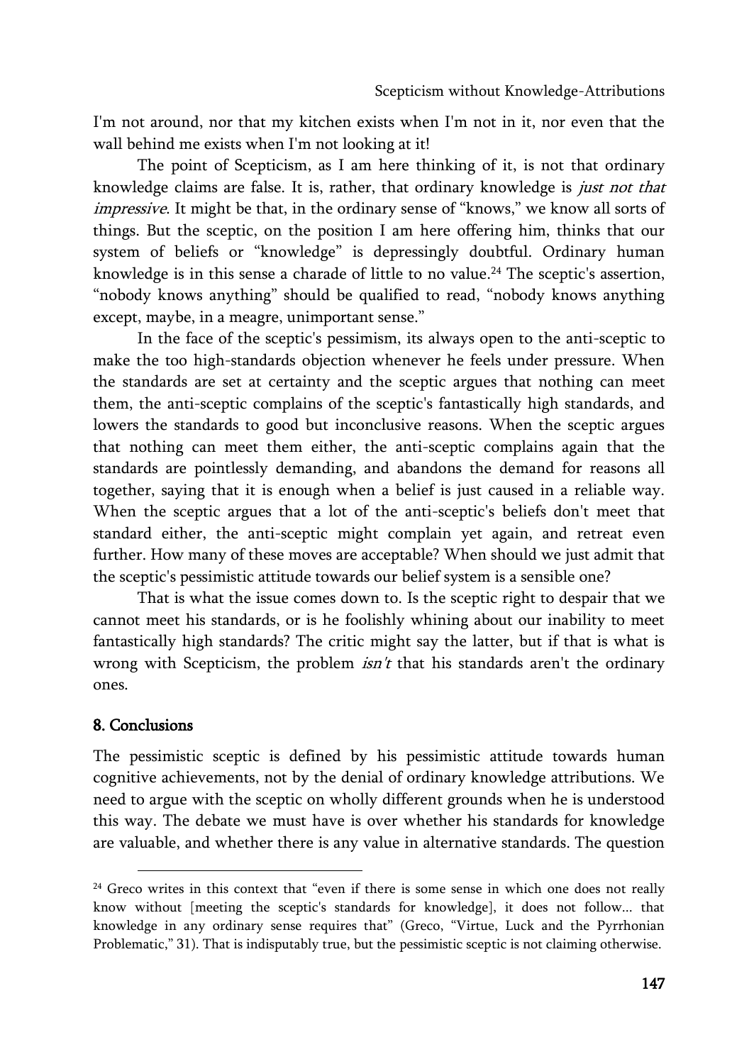I'm not around, nor that my kitchen exists when I'm not in it, nor even that the wall behind me exists when I'm not looking at it!

The point of Scepticism, as I am here thinking of it, is not that ordinary knowledge claims are false. It is, rather, that ordinary knowledge is *just not that impressive*. It might be that, in the ordinary sense of "knows," we know all sorts of things. But the sceptic, on the position I am here offering him, thinks that our system of beliefs or "knowledge" is depressingly doubtful. Ordinary human knowledge is in this sense a charade of little to no value.[24] The sceptic's assertion, "nobody knows anything" should be qualified to read, "nobody knows anything except, maybe, in a meagre, unimportant sense."

In the face of the sceptic's pessimism, its always open to the anti-sceptic to make the too high-standards objection whenever he feels under pressure. When the standards are set at certainty and the sceptic argues that nothing can meet them, the anti-sceptic complains of the sceptic's fantastically high standards, and lowers the standards to good but inconclusive reasons. When the sceptic argues that nothing can meet them either, the anti-sceptic complains again that the standards are pointlessly demanding, and abandons the demand for reasons all together, saying that it is enough when a belief is just caused in a reliable way. When the sceptic argues that a lot of the anti-sceptic's beliefs don't meet that standard either, the anti-sceptic might complain yet again, and retreat even further. How many of these moves are acceptable? When should we just admit that the sceptic's pessimistic attitude towards our belief system is a sensible one?

That is what the issue comes down to. Is the sceptic right to despair that we cannot meet his standards, or is he foolishly whining about our inability to meet fantastically high standards? The critic might say the latter, but if that is what is wrong with Scepticism, the problem *isn't* that his standards aren't the ordinary ones.

## 8. Conclusions

The pessimistic sceptic is defined by his pessimistic attitude towards human cognitive achievements, not by the denial of ordinary knowledge attributions. We need to argue with the sceptic on wholly different grounds when he is understood this way. The debate we must have is over whether his standards for knowledge are valuable, and whether there is any value in alternative standards. The question

---

[24] Greco writes in this context that "even if there is some sense in which one does not really know without [meeting the sceptic's standards for knowledge], it does not follow... that knowledge in any ordinary sense requires that" (Greco, "Virtue, Luck and the Pyrrhonian Problematic," 31). That is indisputably true, but the pessimistic sceptic is not claiming otherwise.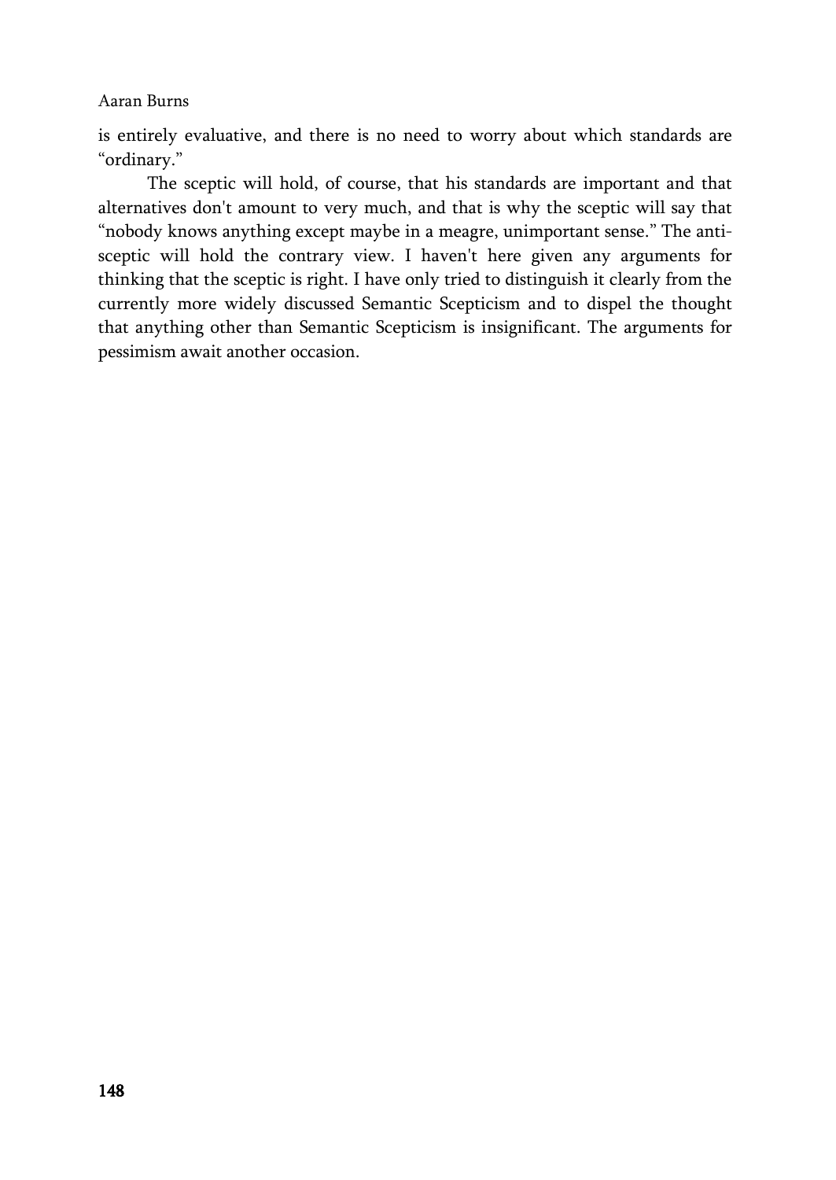is entirely evaluative, and there is no need to worry about which standards are "ordinary."

The sceptic will hold, of course, that his standards are important and that alternatives don't amount to very much, and that is why the sceptic will say that "nobody knows anything except maybe in a meagre, unimportant sense." The anti-sceptic will hold the contrary view. I haven't here given any arguments for thinking that the sceptic is right. I have only tried to distinguish it clearly from the currently more widely discussed Semantic Scepticism and to dispel the thought that anything other than Semantic Scepticism is insignificant. The arguments for pessimism await another occasion.